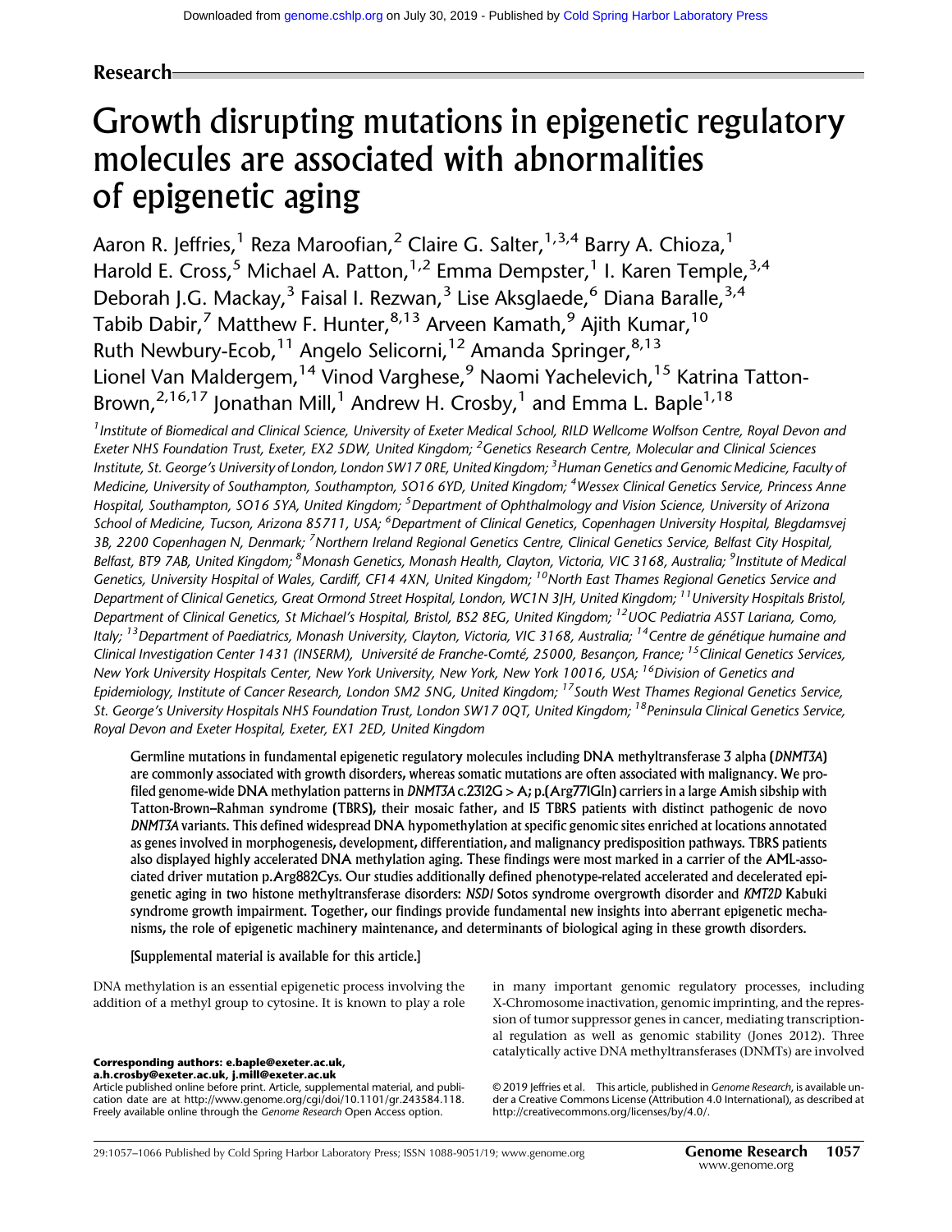**Research**

# Growth disrupting mutations in epigenetic regulatory molecules are associated with abnormalities of epigenetic aging

Aaron R. Jeffries,[1] Reza Maroofian,[2] Claire G. Salter,[1,3,4] Barry A. Chioza,[1] Harold E. Cross,[5] Michael A. Patton,[1,2] Emma Dempster,[1] I. Karen Temple,[3,4] Deborah J.G. Mackay,[3] Faisal I. Rezwan,[3] Lise Aksglaede,[6] Diana Baralle,[3,4] Tabib Dabir,[7] Matthew F. Hunter,[8,13] Arveen Kamath,[9] Ajith Kumar,[10] Ruth Newbury-Ecob,[11] Angelo Selicorni,[12] Amanda Springer,[8,13] Lionel Van Maldergem,[14] Vinod Varghese,[9] Naomi Yachelevich,[15] Katrina Tatton-Brown,[2,16,17] Jonathan Mill,[1] Andrew H. Crosby,[1] and Emma L. Baple[1,18]

[1]*Institute of Biomedical and Clinical Science, University of Exeter Medical School, RILD Wellcome Wolfson Centre, Royal Devon and Exeter NHS Foundation Trust, Exeter, EX2 5DW, United Kingdom;* [2]*Genetics Research Centre, Molecular and Clinical Sciences Institute, St. George's University of London, London SW17 0RE, United Kingdom;* [3]*Human Genetics and Genomic Medicine, Faculty of Medicine, University of Southampton, Southampton, SO16 6YD, United Kingdom;* [4]*Wessex Clinical Genetics Service, Princess Anne Hospital, Southampton, SO16 5YA, United Kingdom;* [5]*Department of Ophthalmology and Vision Science, University of Arizona School of Medicine, Tucson, Arizona 85711, USA;* [6]*Department of Clinical Genetics, Copenhagen University Hospital, Blegdamsvej 3B, 2200 Copenhagen N, Denmark;* [7]*Northern Ireland Regional Genetics Centre, Clinical Genetics Service, Belfast City Hospital, Belfast, BT9 7AB, United Kingdom;* [8]*Monash Genetics, Monash Health, Clayton, Victoria, VIC 3168, Australia;* [9]*Institute of Medical Genetics, University Hospital of Wales, Cardiff, CF14 4XN, United Kingdom;* [10]*North East Thames Regional Genetics Service and Department of Clinical Genetics, Great Ormond Street Hospital, London, WC1N 3JH, United Kingdom;* [11]*University Hospitals Bristol, Department of Clinical Genetics, St Michael's Hospital, Bristol, BS2 8EG, United Kingdom;* [12]*UOC Pediatria ASST Lariana, Como, Italy;* [13]*Department of Paediatrics, Monash University, Clayton, Victoria, VIC 3168, Australia;* [14]*Centre de génétique humaine and Clinical Investigation Center 1431 (INSERM), Université de Franche-Comté, 25000, Besançon, France;* [15]*Clinical Genetics Services, New York University Hospitals Center, New York University, New York, New York 10016, USA;* [16]*Division of Genetics and Epidemiology, Institute of Cancer Research, London SM2 5NG, United Kingdom;* [17]*South West Thames Regional Genetics Service, St. George's University Hospitals NHS Foundation Trust, London SW17 0QT, United Kingdom;* [18]*Peninsula Clinical Genetics Service, Royal Devon and Exeter Hospital, Exeter, EX1 2ED, United Kingdom*

Germline mutations in fundamental epigenetic regulatory molecules including DNA methyltransferase 3 alpha (*DNMT3A*) are commonly associated with growth disorders, whereas somatic mutations are often associated with malignancy. We profiled genome-wide DNA methylation patterns in *DNMT3A* c.2312G > A; p.(Arg771Gln) carriers in a large Amish sibship with Tatton-Brown–Rahman syndrome (TBRS), their mosaic father, and 15 TBRS patients with distinct pathogenic de novo *DNMT3A* variants. This defined widespread DNA hypomethylation at specific genomic sites enriched at locations annotated as genes involved in morphogenesis, development, differentiation, and malignancy predisposition pathways. TBRS patients also displayed highly accelerated DNA methylation aging. These findings were most marked in a carrier of the AML-associated driver mutation p.Arg882Cys. Our studies additionally defined phenotype-related accelerated and decelerated epigenetic aging in two histone methyltransferase disorders: *NSD1* Sotos syndrome overgrowth disorder and *KMT2D* Kabuki syndrome growth impairment. Together, our findings provide fundamental new insights into aberrant epigenetic mechanisms, the role of epigenetic machinery maintenance, and determinants of biological aging in these growth disorders.

[Supplemental material is available for this article.]

DNA methylation is an essential epigenetic process involving the addition of a methyl group to cytosine. It is known to play a role in many important genomic regulatory processes, including X-Chromosome inactivation, genomic imprinting, and the repression of tumor suppressor genes in cancer, mediating transcriptional regulation as well as genomic stability (Jones 2012). Three catalytically active DNA methyltransferases (DNMTs) are involved

**Corresponding authors: e.baple@exeter.ac.uk, a.h.crosby@exeter.ac.uk, j.mill@exeter.ac.uk**

Article published online before print. Article, supplemental material, and publication date are at http://www.genome.org/cgi/doi/10.1101/gr.243584.118. Freely available online through the *Genome Research* Open Access option.

© 2019 Jeffries et al. This article, published in *Genome Research*, is available under a Creative Commons License (Attribution 4.0 International), as described at http://creativecommons.org/licenses/by/4.0/.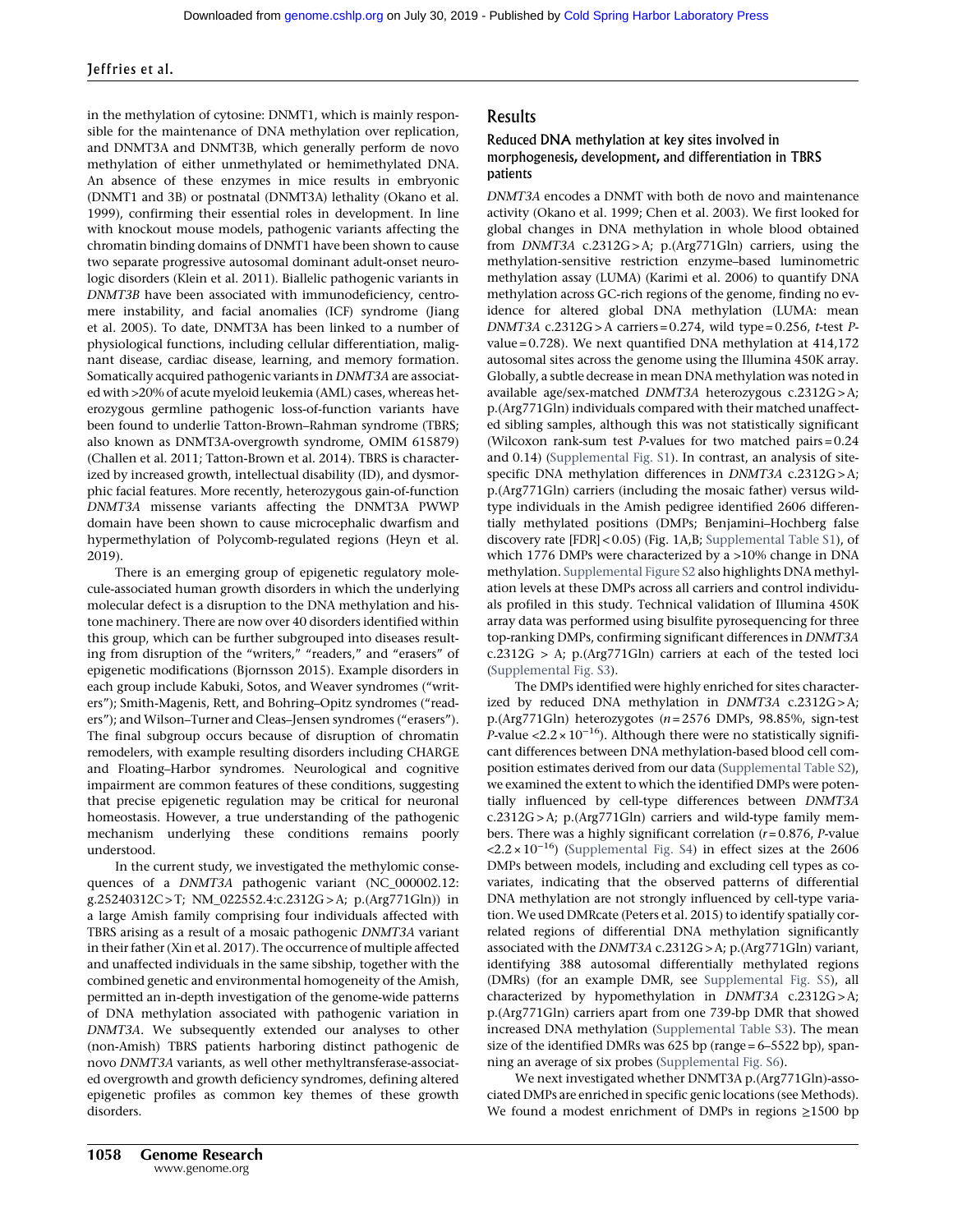in the methylation of cytosine: DNMT1, which is mainly responsible for the maintenance of DNA methylation over replication, and DNMT3A and DNMT3B, which generally perform de novo methylation of either unmethylated or hemimethylated DNA. An absence of these enzymes in mice results in embryonic (DNMT1 and 3B) or postnatal (DNMT3A) lethality (Okano et al. 1999), confirming their essential roles in development. In line with knockout mouse models, pathogenic variants affecting the chromatin binding domains of DNMT1 have been shown to cause two separate progressive autosomal dominant adult-onset neurologic disorders (Klein et al. 2011). Biallelic pathogenic variants in *DNMT3B* have been associated with immunodeficiency, centromere instability, and facial anomalies (ICF) syndrome (Jiang et al. 2005). To date, DNMT3A has been linked to a number of physiological functions, including cellular differentiation, malignant disease, cardiac disease, learning, and memory formation. Somatically acquired pathogenic variants in *DNMT3A* are associated with >20% of acute myeloid leukemia (AML) cases, whereas heterozygous germline pathogenic loss-of-function variants have been found to underlie Tatton-Brown–Rahman syndrome (TBRS; also known as DNMT3A-overgrowth syndrome, OMIM 615879) (Challen et al. 2011; Tatton-Brown et al. 2014). TBRS is characterized by increased growth, intellectual disability (ID), and dysmorphic facial features. More recently, heterozygous gain-of-function *DNMT3A* missense variants affecting the DNMT3A PWWP domain have been shown to cause microcephalic dwarfism and hypermethylation of Polycomb-regulated regions (Heyn et al. 2019).

There is an emerging group of epigenetic regulatory molecule-associated human growth disorders in which the underlying molecular defect is a disruption to the DNA methylation and histone machinery. There are now over 40 disorders identified within this group, which can be further subgrouped into diseases resulting from disruption of the "writers," "readers," and "erasers" of epigenetic modifications (Bjornsson 2015). Example disorders in each group include Kabuki, Sotos, and Weaver syndromes ("writers"); Smith-Magenis, Rett, and Bohring–Opitz syndromes ("readers"); and Wilson–Turner and Cleas–Jensen syndromes ("erasers"). The final subgroup occurs because of disruption of chromatin remodelers, with example resulting disorders including CHARGE and Floating–Harbor syndromes. Neurological and cognitive impairment are common features of these conditions, suggesting that precise epigenetic regulation may be critical for neuronal homeostasis. However, a true understanding of the pathogenic mechanism underlying these conditions remains poorly understood.

In the current study, we investigated the methylomic consequences of a *DNMT3A* pathogenic variant (NC_000002.12: g.25240312C>T; NM_022552.4:c.2312G>A; p.(Arg771Gln)) in a large Amish family comprising four individuals affected with TBRS arising as a result of a mosaic pathogenic *DNMT3A* variant in their father (Xin et al. 2017). The occurrence of multiple affected and unaffected individuals in the same sibship, together with the combined genetic and environmental homogeneity of the Amish, permitted an in-depth investigation of the genome-wide patterns of DNA methylation associated with pathogenic variation in *DNMT3A*. We subsequently extended our analyses to other (non-Amish) TBRS patients harboring distinct pathogenic de novo *DNMT3A* variants, as well other methyltransferase-associated overgrowth and growth deficiency syndromes, defining altered epigenetic profiles as common key themes of these growth disorders.

## Results

### Reduced DNA methylation at key sites involved in morphogenesis, development, and differentiation in TBRS patients

*DNMT3A* encodes a DNMT with both de novo and maintenance activity (Okano et al. 1999; Chen et al. 2003). We first looked for global changes in DNA methylation in whole blood obtained from *DNMT3A* c.2312G>A; p.(Arg771Gln) carriers, using the methylation-sensitive restriction enzyme–based luminometric methylation assay (LUMA) (Karimi et al. 2006) to quantify DNA methylation across GC-rich regions of the genome, finding no evidence for altered global DNA methylation (LUMA: mean *DNMT3A* c.2312G>A carriers = 0.274, wild type = 0.256, *t*-test *P*-value = 0.728). We next quantified DNA methylation at 414,172 autosomal sites across the genome using the Illumina 450K array. Globally, a subtle decrease in mean DNA methylation was noted in available age/sex-matched *DNMT3A* heterozygous c.2312G>A; p.(Arg771Gln) individuals compared with their matched unaffected sibling samples, although this was not statistically significant (Wilcoxon rank-sum test *P*-values for two matched pairs = 0.24 and 0.14) (Supplemental Fig. S1). In contrast, an analysis of site-specific DNA methylation differences in *DNMT3A* c.2312G>A; p.(Arg771Gln) carriers (including the mosaic father) versus wild-type individuals in the Amish pedigree identified 2606 differentially methylated positions (DMPs; Benjamini–Hochberg false discovery rate [FDR] < 0.05) (Fig. 1A,B; Supplemental Table S1), of which 1776 DMPs were characterized by a >10% change in DNA methylation. Supplemental Figure S2 also highlights DNA methylation levels at these DMPs across all carriers and control individuals profiled in this study. Technical validation of Illumina 450K array data was performed using bisulfite pyrosequencing for three top-ranking DMPs, confirming significant differences in *DNMT3A* c.2312G > A; p.(Arg771Gln) carriers at each of the tested loci (Supplemental Fig. S3).

The DMPs identified were highly enriched for sites characterized by reduced DNA methylation in *DNMT3A* c.2312G>A; p.(Arg771Gln) heterozygotes (*n* = 2576 DMPs, 98.85%, sign-test *P*-value $<2.2 \times 10^{-16}$). Although there were no statistically significant differences between DNA methylation-based blood cell composition estimates derived from our data (Supplemental Table S2), we examined the extent to which the identified DMPs were potentially influenced by cell-type differences between *DNMT3A* c.2312G>A; p.(Arg771Gln) carriers and wild-type family members. There was a highly significant correlation (*r* = 0.876, *P*-value $<2.2 \times 10^{-16}$) (Supplemental Fig. S4) in effect sizes at the 2606 DMPs between models, including and excluding cell types as covariates, indicating that the observed patterns of differential DNA methylation are not strongly influenced by cell-type variation. We used DMRcate (Peters et al. 2015) to identify spatially correlated regions of differential DNA methylation significantly associated with the *DNMT3A* c.2312G>A; p.(Arg771Gln) variant, identifying 388 autosomal differentially methylated regions (DMRs) (for an example DMR, see Supplemental Fig. S5), all characterized by hypomethylation in *DNMT3A* c.2312G>A; p.(Arg771Gln) carriers apart from one 739-bp DMR that showed increased DNA methylation (Supplemental Table S3). The mean size of the identified DMRs was 625 bp (range = 6–5522 bp), spanning an average of six probes (Supplemental Fig. S6).

We next investigated whether DNMT3A p.(Arg771Gln)-associated DMPs are enriched in specific genic locations (see Methods). We found a modest enrichment of DMPs in regions ≥1500 bp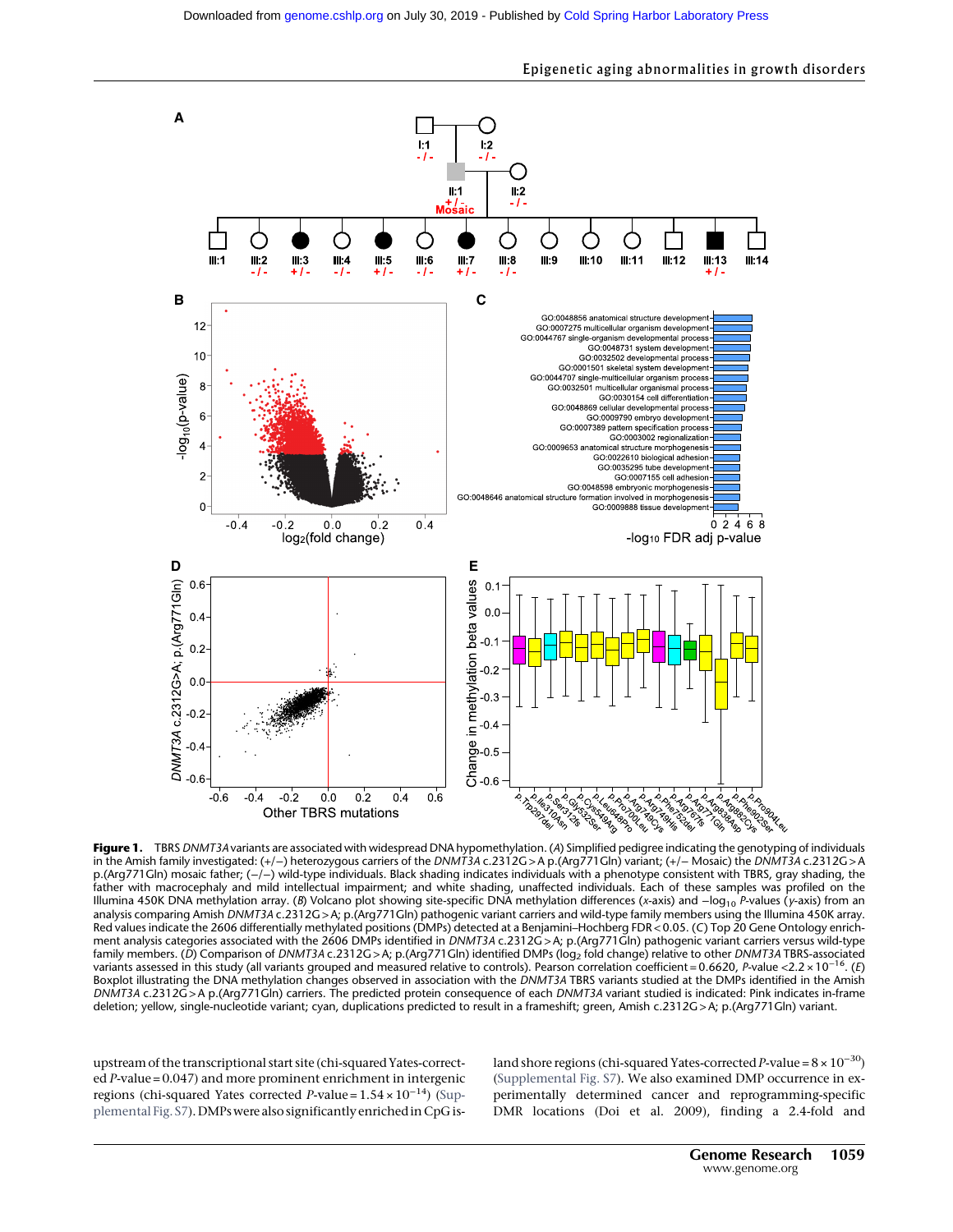**Figure 1.** TBRS *DNMT3A* variants are associated with widespread DNA hypomethylation. (*A*) Simplified pedigree indicating the genotyping of individuals in the Amish family investigated: (+/−) heterozygous carriers of the *DNMT3A* c.2312G > A p.(Arg771Gln) variant; (+/− Mosaic) the *DNMT3A* c.2312G > A p.(Arg771Gln) mosaic father; (−/−) wild-type individuals. Black shading indicates individuals with a phenotype consistent with TBRS, gray shading, the father with macrocephaly and mild intellectual impairment; and white shading, unaffected individuals. Each of these samples was profiled on the Illumina 450K DNA methylation array. (*B*) Volcano plot showing site-specific DNA methylation differences (*x*-axis) and $-\log_{10}$ *P*-values (*y*-axis) from an analysis comparing Amish *DNMT3A* c.2312G > A; p.(Arg771Gln) pathogenic variant carriers and wild-type family members using the Illumina 450K array. Red values indicate the 2606 differentially methylated positions (DMPs) detected at a Benjamini–Hochberg FDR < 0.05. (*C*) Top 20 Gene Ontology enrichment analysis categories associated with the 2606 DMPs identified in *DNMT3A* c.2312G > A; p.(Arg771Gln) pathogenic variant carriers versus wild-type family members. (*D*) Comparison of *DNMT3A* c.2312G > A; p.(Arg771Gln) identified DMPs ($\log_2$ fold change) relative to other *DNMT3A* TBRS-associated variants assessed in this study (all variants grouped and measured relative to controls). Pearson correlation coefficient = 0.6620, *P*-value $< 2.2 \times 10^{-16}$. (*E*) Boxplot illustrating the DNA methylation changes observed in association with the *DNMT3A* TBRS variants studied at the DMPs identified in the Amish *DNMT3A* c.2312G > A p.(Arg771Gln) carriers. The predicted protein consequence of each *DNMT3A* variant studied is indicated: Pink indicates in-frame deletion; yellow, single-nucleotide variant; cyan, duplications predicted to result in a frameshift; green, Amish c.2312G > A; p.(Arg771Gln) variant.

upstream of the transcriptional start site (chi-squared Yates-corrected *P*-value = 0.047) and more prominent enrichment in intergenic regions (chi-squared Yates corrected *P*-value = $1.54 \times 10^{-14}$) (Supplemental Fig. S7). DMPs were also significantly enriched in CpG island shore regions (chi-squared Yates-corrected *P*-value = $8 \times 10^{-30}$) (Supplemental Fig. S7). We also examined DMP occurrence in experimentally determined cancer and reprogramming-specific DMR locations (Doi et al. 2009), finding a 2.4-fold and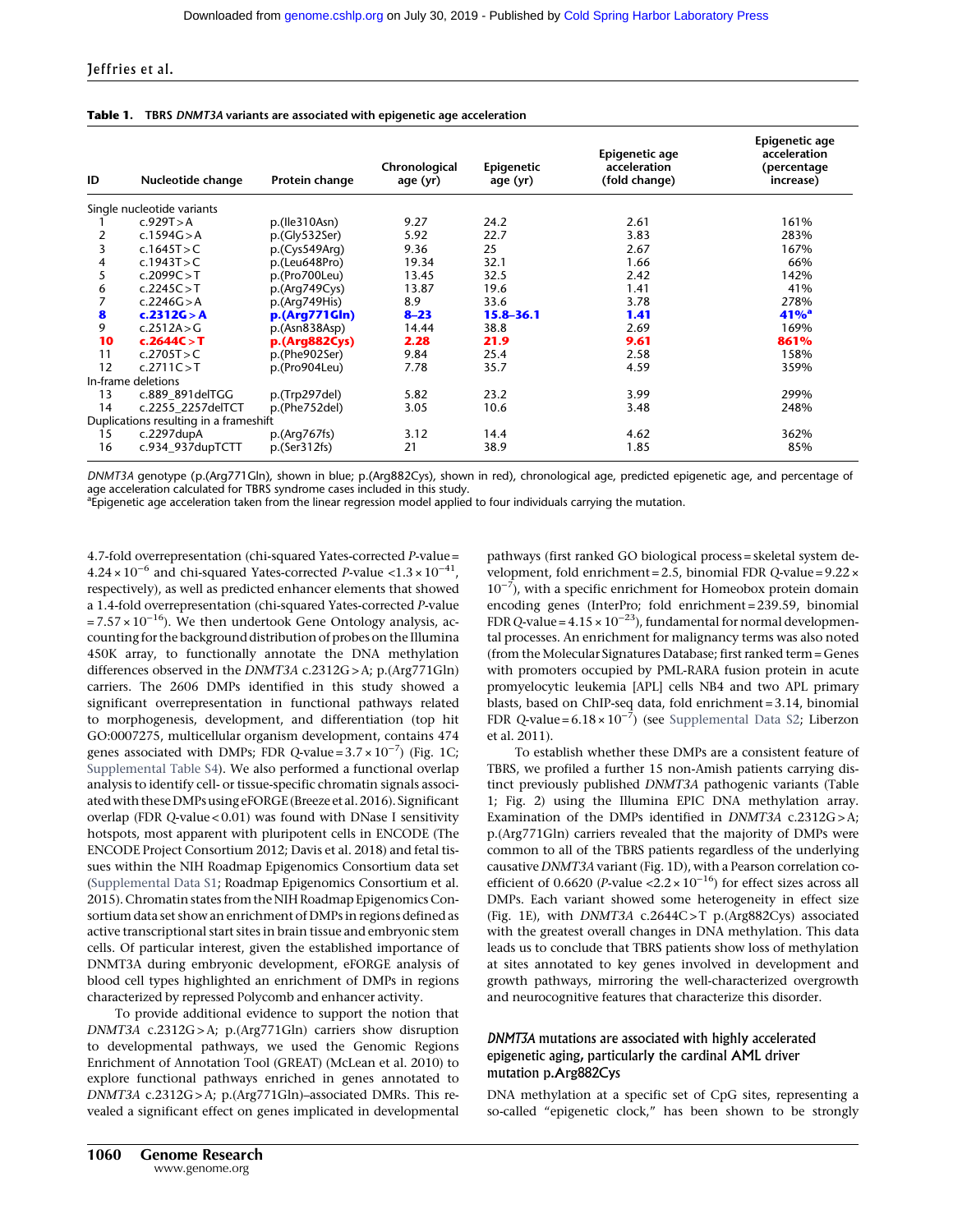**Table 1.** TBRS *DNMT3A* variants are associated with epigenetic age acceleration

| ID | Nucleotide change | Protein change | Chronological age (yr) | Epigenetic age (yr) | Epigenetic age acceleration (fold change) | Epigenetic age acceleration (percentage increase) |
|---|---|---|---|---|---|---|
| Single nucleotide variants | | | | | | |
| 1 | c.929T>A | p.(Ile310Asn) | 9.27 | 24.2 | 2.61 | 161% |
| 2 | c.1594G>A | p.(Gly532Ser) | 5.92 | 22.7 | 3.83 | 283% |
| 3 | c.1645T>C | p.(Cys549Arg) | 9.36 | 25 | 2.67 | 167% |
| 4 | c.1943T>C | p.(Leu648Pro) | 19.34 | 32.1 | 1.66 | 66% |
| 5 | c.2099C>T | p.(Pro700Leu) | 13.45 | 32.5 | 2.42 | 142% |
| 6 | c.2245C>T | p.(Arg749Cys) | 13.87 | 19.6 | 1.41 | 41% |
| 7 | c.2246G>A | p.(Arg749His) | 8.9 | 33.6 | 3.78 | 278% |
| **8** | **c.2312G>A** | **p.(Arg771Gln)** | **8–23** | **15.8–36.1** | **1.41** | **41%[a]** |
| 9 | c.2512A>G | p.(Asn838Asp) | 14.44 | 38.8 | 2.69 | 169% |
| **10** | **c.2644C>T** | **p.(Arg882Cys)** | **2.28** | **21.9** | **9.61** | **861%** |
| 11 | c.2705T>C | p.(Phe902Ser) | 9.84 | 25.4 | 2.58 | 158% |
| 12 | c.2711C>T | p.(Pro904Leu) | 7.78 | 35.7 | 4.59 | 359% |
| In-frame deletions | | | | | | |
| 13 | c.889_891delTGG | p.(Trp297del) | 5.82 | 23.2 | 3.99 | 299% |
| 14 | c.2255_2257delTCT | p.(Phe752del) | 3.05 | 10.6 | 3.48 | 248% |
| Duplications resulting in a frameshift | | | | | | |
| 15 | c.2297dupA | p.(Arg767fs) | 3.12 | 14.4 | 4.62 | 362% |
| 16 | c.934_937dupTCTT | p.(Ser312fs) | 21 | 38.9 | 1.85 | 85% |

*DNMT3A* genotype (p.(Arg771Gln), shown in blue; p.(Arg882Cys), shown in red), chronological age, predicted epigenetic age, and percentage of age acceleration calculated for TBRS syndrome cases included in this study.
[a]Epigenetic age acceleration taken from the linear regression model applied to four individuals carrying the mutation.

4.7-fold overrepresentation (chi-squared Yates-corrected *P*-value = $4.24 \times 10^{-6}$ and chi-squared Yates-corrected *P*-value $<1.3 \times 10^{-41}$, respectively), as well as predicted enhancer elements that showed a 1.4-fold overrepresentation (chi-squared Yates-corrected *P*-value = $7.57 \times 10^{-16}$). We then undertook Gene Ontology analysis, accounting for the background distribution of probes on the Illumina 450K array, to functionally annotate the DNA methylation differences observed in the *DNMT3A* c.2312G>A; p.(Arg771Gln) carriers. The 2606 DMPs identified in this study showed a significant overrepresentation in functional pathways related to morphogenesis, development, and differentiation (top hit GO:0007275, multicellular organism development, contains 474 genes associated with DMPs; FDR *Q*-value = $3.7 \times 10^{-7}$) (Fig. 1C; Supplemental Table S4). We also performed a functional overlap analysis to identify cell- or tissue-specific chromatin signals associated with these DMPs using eFORGE (Breeze et al. 2016). Significant overlap (FDR *Q*-value < 0.01) was found with DNase I sensitivity hotspots, most apparent with pluripotent cells in ENCODE (The ENCODE Project Consortium 2012; Davis et al. 2018) and fetal tissues within the NIH Roadmap Epigenomics Consortium data set (Supplemental Data S1; Roadmap Epigenomics Consortium et al. 2015). Chromatin states from the NIH Roadmap Epigenomics Consortium data set show an enrichment of DMPs in regions defined as active transcriptional start sites in brain tissue and embryonic stem cells. Of particular interest, given the established importance of DNMT3A during embryonic development, eFORGE analysis of blood cell types highlighted an enrichment of DMPs in regions characterized by repressed Polycomb and enhancer activity.

To provide additional evidence to support the notion that *DNMT3A* c.2312G>A; p.(Arg771Gln) carriers show disruption to developmental pathways, we used the Genomic Regions Enrichment of Annotation Tool (GREAT) (McLean et al. 2010) to explore functional pathways enriched in genes annotated to *DNMT3A* c.2312G>A; p.(Arg771Gln)–associated DMRs. This revealed a significant effect on genes implicated in developmental pathways (first ranked GO biological process = skeletal system development, fold enrichment = 2.5, binomial FDR *Q*-value = $9.22 \times 10^{-7}$), with a specific enrichment for Homeobox protein domain encoding genes (InterPro; fold enrichment = 239.59, binomial FDR *Q*-value = $4.15 \times 10^{-23}$), fundamental for normal developmental processes. An enrichment for malignancy terms was also noted (from the Molecular Signatures Database; first ranked term = Genes with promoters occupied by PML-RARA fusion protein in acute promyelocytic leukemia [APL] cells NB4 and two APL primary blasts, based on ChIP-seq data, fold enrichment = 3.14, binomial FDR *Q*-value = $6.18 \times 10^{-7}$) (see Supplemental Data S2; Liberzon et al. 2011).

To establish whether these DMPs are a consistent feature of TBRS, we profiled a further 15 non-Amish patients carrying distinct previously published *DNMT3A* pathogenic variants (Table 1; Fig. 2) using the Illumina EPIC DNA methylation array. Examination of the DMPs identified in *DNMT3A* c.2312G>A; p.(Arg771Gln) carriers revealed that the majority of DMPs were common to all of the TBRS patients regardless of the underlying causative *DNMT3A* variant (Fig. 1D), with a Pearson correlation coefficient of 0.6620 (*P*-value $<2.2 \times 10^{-16}$) for effect sizes across all DMPs. Each variant showed some heterogeneity in effect size (Fig. 1E), with *DNMT3A* c.2644C>T p.(Arg882Cys) associated with the greatest overall changes in DNA methylation. This data leads us to conclude that TBRS patients show loss of methylation at sites annotated to key genes involved in development and growth pathways, mirroring the well-characterized overgrowth and neurocognitive features that characterize this disorder.

### *DNMT3A* mutations are associated with highly accelerated epigenetic aging, particularly the cardinal AML driver mutation p.Arg882Cys

DNA methylation at a specific set of CpG sites, representing a so-called "epigenetic clock," has been shown to be strongly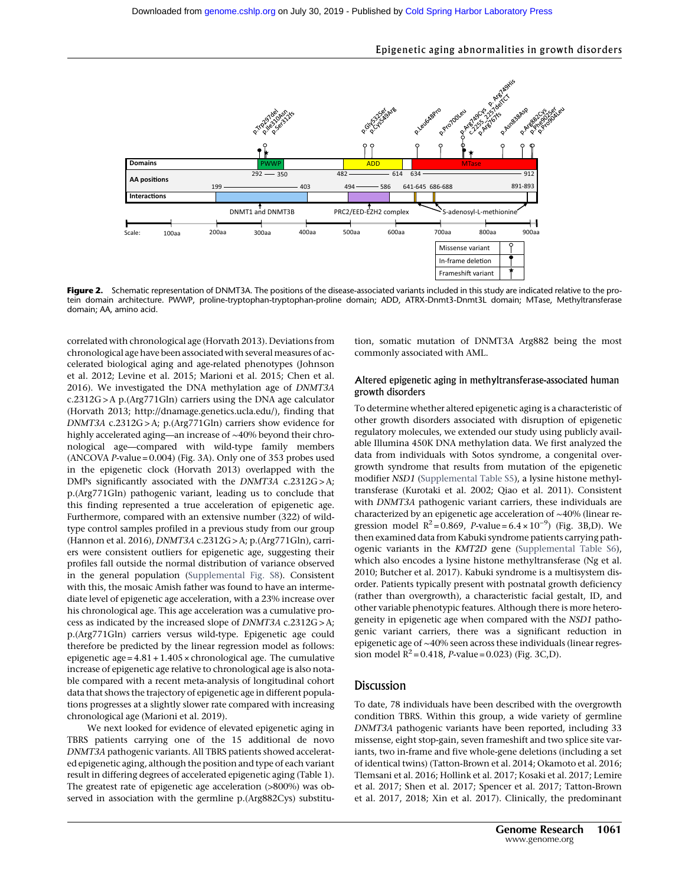Figure 2. Schematic representation of DNMT3A. The positions of the disease-associated variants included in this study are indicated relative to the protein domain architecture. PWWP, proline-tryptophan-tryptophan-proline domain; ADD, ATRX-Dnmt3-Dnmt3L domain; MTase, Methyltransferase domain; AA, amino acid.

correlated with chronological age (Horvath 2013). Deviations from chronological age have been associated with several measures of accelerated biological aging and age-related phenotypes (Johnson et al. 2012; Levine et al. 2015; Marioni et al. 2015; Chen et al. 2016). We investigated the DNA methylation age of *DNMT3A* c.2312G > A p.(Arg771Gln) carriers using the DNA age calculator (Horvath 2013; http://dnamage.genetics.ucla.edu/), finding that *DNMT3A* c.2312G > A; p.(Arg771Gln) carriers show evidence for highly accelerated aging—an increase of ∼40% beyond their chronological age—compared with wild-type family members (ANCOVA *P*-value = 0.004) (Fig. 3A). Only one of 353 probes used in the epigenetic clock (Horvath 2013) overlapped with the DMPs significantly associated with the *DNMT3A* c.2312G > A; p.(Arg771Gln) pathogenic variant, leading us to conclude that this finding represented a true acceleration of epigenetic age. Furthermore, compared with an extensive number (322) of wild-type control samples profiled in a previous study from our group (Hannon et al. 2016), *DNMT3A* c.2312G > A; p.(Arg771Gln), carriers were consistent outliers for epigenetic age, suggesting their profiles fall outside the normal distribution of variance observed in the general population (Supplemental Fig. S8). Consistent with this, the mosaic Amish father was found to have an intermediate level of epigenetic age acceleration, with a 23% increase over his chronological age. This age acceleration was a cumulative process as indicated by the increased slope of *DNMT3A* c.2312G > A; p.(Arg771Gln) carriers versus wild-type. Epigenetic age could therefore be predicted by the linear regression model as follows: epigenetic age = 4.81 + 1.405 × chronological age. The cumulative increase of epigenetic age relative to chronological age is also notable compared with a recent meta-analysis of longitudinal cohort data that shows the trajectory of epigenetic age in different populations progresses at a slightly slower rate compared with increasing chronological age (Marioni et al. 2019).

We next looked for evidence of elevated epigenetic aging in TBRS patients carrying one of the 15 additional de novo *DNMT3A* pathogenic variants. All TBRS patients showed accelerated epigenetic aging, although the position and type of each variant result in differing degrees of accelerated epigenetic aging (Table 1). The greatest rate of epigenetic age acceleration (>800%) was observed in association with the germline p.(Arg882Cys) substitution, somatic mutation of DNMT3A Arg882 being the most commonly associated with AML.

## Altered epigenetic aging in methyltransferase-associated human growth disorders

To determine whether altered epigenetic aging is a characteristic of other growth disorders associated with disruption of epigenetic regulatory molecules, we extended our study using publicly available Illumina 450K DNA methylation data. We first analyzed the data from individuals with Sotos syndrome, a congenital overgrowth syndrome that results from mutation of the epigenetic modifier *NSD1* (Supplemental Table S5), a lysine histone methyltransferase (Kurotaki et al. 2002; Qiao et al. 2011). Consistent with *DNMT3A* pathogenic variant carriers, these individuals are characterized by an epigenetic age acceleration of ∼40% (linear regression model $R^2 = 0.869$, *P*-value = $6.4 \times 10^{-9}$) (Fig. 3B,D). We then examined data from Kabuki syndrome patients carrying pathogenic variants in the *KMT2D* gene (Supplemental Table S6), which also encodes a lysine histone methyltransferase (Ng et al. 2010; Butcher et al. 2017). Kabuki syndrome is a multisystem disorder. Patients typically present with postnatal growth deficiency (rather than overgrowth), a characteristic facial gestalt, ID, and other variable phenotypic features. Although there is more heterogeneity in epigenetic age when compared with the *NSD1* pathogenic variant carriers, there was a significant reduction in epigenetic age of ∼40% seen across these individuals (linear regression model $R^2 = 0.418$, *P*-value = 0.023) (Fig. 3C,D).

# Discussion

To date, 78 individuals have been described with the overgrowth condition TBRS. Within this group, a wide variety of germline *DNMT3A* pathogenic variants have been reported, including 33 missense, eight stop-gain, seven frameshift and two splice site variants, two in-frame and five whole-gene deletions (including a set of identical twins) (Tatton-Brown et al. 2014; Okamoto et al. 2016; Tlemsani et al. 2016; Hollink et al. 2017; Kosaki et al. 2017; Lemire et al. 2017; Shen et al. 2017; Spencer et al. 2017; Tatton-Brown et al. 2017, 2018; Xin et al. 2017). Clinically, the predominant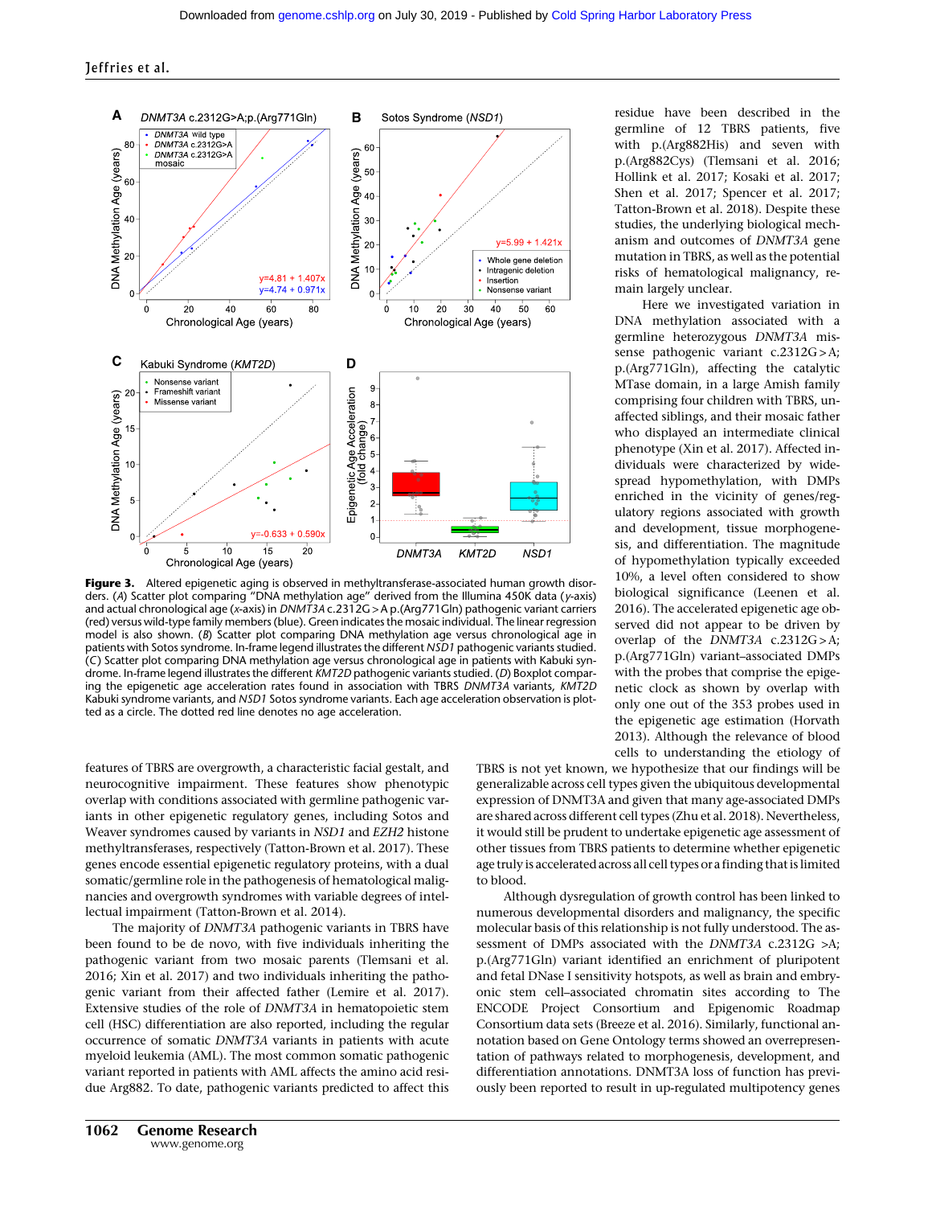**Figure 3.** Altered epigenetic aging is observed in methyltransferase-associated human growth disorders. (*A*) Scatter plot comparing "DNA methylation age" derived from the Illumina 450K data (*y*-axis) and actual chronological age (*x*-axis) in *DNMT3A* c.2312G > A p.(Arg771Gln) pathogenic variant carriers (red) versus wild-type family members (blue). Green indicates the mosaic individual. The linear regression model is also shown. (*B*) Scatter plot comparing DNA methylation age versus chronological age in patients with Sotos syndrome. In-frame legend illustrates the different *NSD1* pathogenic variants studied. (*C*) Scatter plot comparing DNA methylation age versus chronological age in patients with Kabuki syndrome. In-frame legend illustrates the different *KMT2D* pathogenic variants studied. (*D*) Boxplot comparing the epigenetic age acceleration rates found in association with TBRS *DNMT3A* variants, *KMT2D* Kabuki syndrome variants, and *NSD1* Sotos syndrome variants. Each age acceleration observation is plotted as a circle. The dotted red line denotes no age acceleration.

features of TBRS are overgrowth, a characteristic facial gestalt, and neurocognitive impairment. These features show phenotypic overlap with conditions associated with germline pathogenic variants in other epigenetic regulatory genes, including Sotos and Weaver syndromes caused by variants in *NSD1* and *EZH2* histone methyltransferases, respectively (Tatton-Brown et al. 2017). These genes encode essential epigenetic regulatory proteins, with a dual somatic/germline role in the pathogenesis of hematological malignancies and overgrowth syndromes with variable degrees of intellectual impairment (Tatton-Brown et al. 2014).

The majority of *DNMT3A* pathogenic variants in TBRS have been found to be de novo, with five individuals inheriting the pathogenic variant from two mosaic parents (Tlemsani et al. 2016; Xin et al. 2017) and two individuals inheriting the pathogenic variant from their affected father (Lemire et al. 2017). Extensive studies of the role of *DNMT3A* in hematopoietic stem cell (HSC) differentiation are also reported, including the regular occurrence of somatic *DNMT3A* variants in patients with acute myeloid leukemia (AML). The most common somatic pathogenic variant reported in patients with AML affects the amino acid residue Arg882. To date, pathogenic variants predicted to affect this residue have been described in the germline of 12 TBRS patients, five with p.(Arg882His) and seven with p.(Arg882Cys) (Tlemsani et al. 2016; Hollink et al. 2017; Kosaki et al. 2017; Shen et al. 2017; Spencer et al. 2017; Tatton-Brown et al. 2018). Despite these studies, the underlying biological mechanism and outcomes of *DNMT3A* gene mutation in TBRS, as well as the potential risks of hematological malignancy, remain largely unclear.

Here we investigated variation in DNA methylation associated with a germline heterozygous *DNMT3A* missense pathogenic variant c.2312G > A; p.(Arg771Gln), affecting the catalytic MTase domain, in a large Amish family comprising four children with TBRS, unaffected siblings, and their mosaic father who displayed an intermediate clinical phenotype (Xin et al. 2017). Affected individuals were characterized by widespread hypomethylation, with DMPs enriched in the vicinity of genes/regulatory regions associated with growth and development, tissue morphogenesis, and differentiation. The magnitude of hypomethylation typically exceeded 10%, a level often considered to show biological significance (Leenen et al. 2016). The accelerated epigenetic age observed did not appear to be driven by overlap of the *DNMT3A* c.2312G > A; p.(Arg771Gln) variant–associated DMPs with the probes that comprise the epigenetic clock as shown by overlap with only one out of the 353 probes used in the epigenetic age estimation (Horvath 2013). Although the relevance of blood cells to understanding the etiology of TBRS is not yet known, we hypothesize that our findings will be generalizable across cell types given the ubiquitous developmental expression of DNMT3A and given that many age-associated DMPs are shared across different cell types (Zhu et al. 2018). Nevertheless, it would still be prudent to undertake epigenetic age assessment of other tissues from TBRS patients to determine whether epigenetic age truly is accelerated across all cell types or a finding that is limited to blood.

Although dysregulation of growth control has been linked to numerous developmental disorders and malignancy, the specific molecular basis of this relationship is not fully understood. The assessment of DMPs associated with the *DNMT3A* c.2312G > A; p.(Arg771Gln) variant identified an enrichment of pluripotent and fetal DNase I sensitivity hotspots, as well as brain and embryonic stem cell–associated chromatin sites according to The ENCODE Project Consortium and Epigenomic Roadmap Consortium data sets (Breeze et al. 2016). Similarly, functional annotation based on Gene Ontology terms showed an overrepresentation of pathways related to morphogenesis, development, and differentiation annotations. DNMT3A loss of function has previously been reported to result in up-regulated multipotency genes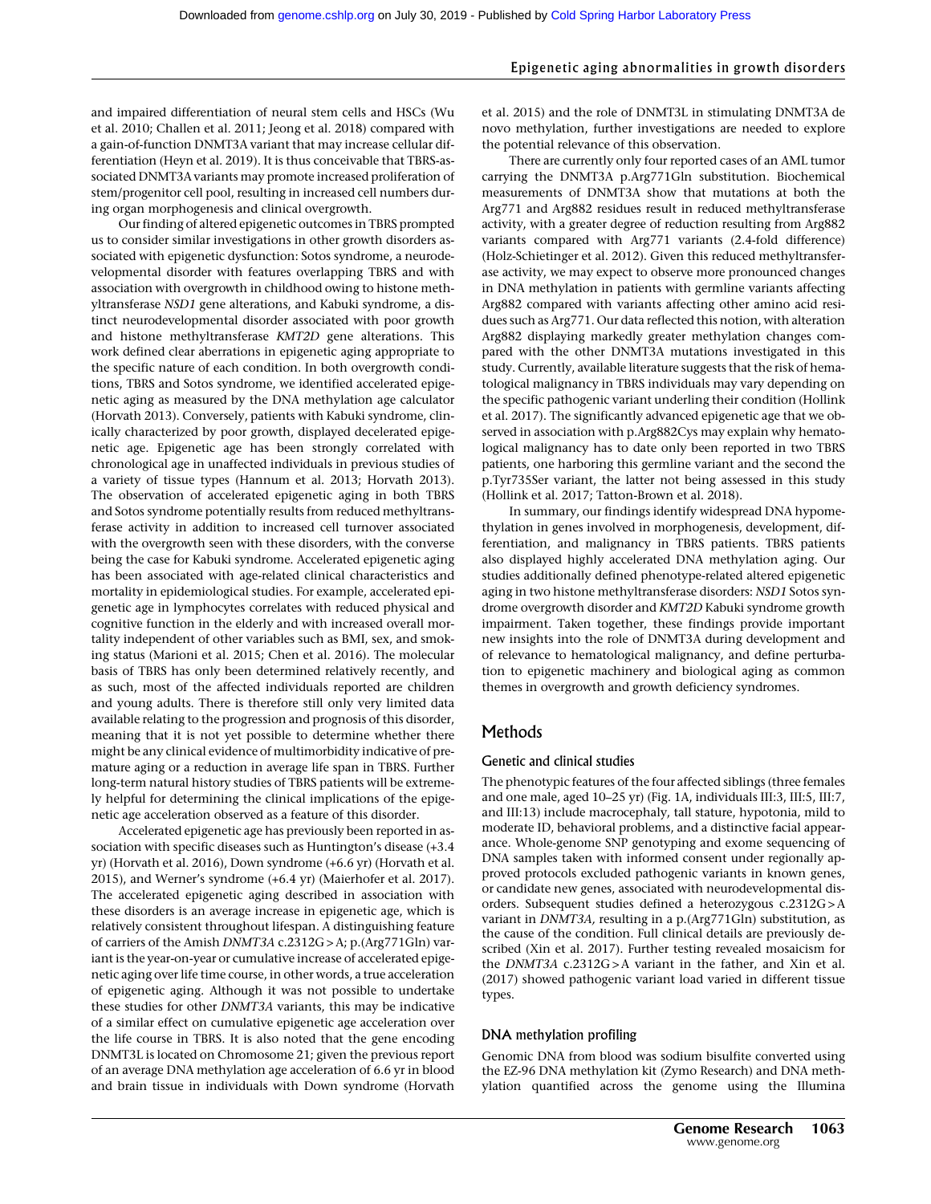and impaired differentiation of neural stem cells and HSCs (Wu et al. 2010; Challen et al. 2011; Jeong et al. 2018) compared with a gain-of-function DNMT3A variant that may increase cellular differentiation (Heyn et al. 2019). It is thus conceivable that TBRS-associated DNMT3A variants may promote increased proliferation of stem/progenitor cell pool, resulting in increased cell numbers during organ morphogenesis and clinical overgrowth.

Our finding of altered epigenetic outcomes in TBRS prompted us to consider similar investigations in other growth disorders associated with epigenetic dysfunction: Sotos syndrome, a neurodevelopmental disorder with features overlapping TBRS and with association with overgrowth in childhood owing to histone methyltransferase *NSD1* gene alterations, and Kabuki syndrome, a distinct neurodevelopmental disorder associated with poor growth and histone methyltransferase *KMT2D* gene alterations. This work defined clear aberrations in epigenetic aging appropriate to the specific nature of each condition. In both overgrowth conditions, TBRS and Sotos syndrome, we identified accelerated epigenetic aging as measured by the DNA methylation age calculator (Horvath 2013). Conversely, patients with Kabuki syndrome, clinically characterized by poor growth, displayed decelerated epigenetic age. Epigenetic age has been strongly correlated with chronological age in unaffected individuals in previous studies of a variety of tissue types (Hannum et al. 2013; Horvath 2013). The observation of accelerated epigenetic aging in both TBRS and Sotos syndrome potentially results from reduced methyltransferase activity in addition to increased cell turnover associated with the overgrowth seen with these disorders, with the converse being the case for Kabuki syndrome. Accelerated epigenetic aging has been associated with age-related clinical characteristics and mortality in epidemiological studies. For example, accelerated epigenetic age in lymphocytes correlates with reduced physical and cognitive function in the elderly and with increased overall mortality independent of other variables such as BMI, sex, and smoking status (Marioni et al. 2015; Chen et al. 2016). The molecular basis of TBRS has only been determined relatively recently, and as such, most of the affected individuals reported are children and young adults. There is therefore still only very limited data available relating to the progression and prognosis of this disorder, meaning that it is not yet possible to determine whether there might be any clinical evidence of multimorbidity indicative of premature aging or a reduction in average life span in TBRS. Further long-term natural history studies of TBRS patients will be extremely helpful for determining the clinical implications of the epigenetic age acceleration observed as a feature of this disorder.

Accelerated epigenetic age has previously been reported in association with specific diseases such as Huntington's disease (+3.4 yr) (Horvath et al. 2016), Down syndrome (+6.6 yr) (Horvath et al. 2015), and Werner's syndrome (+6.4 yr) (Maierhofer et al. 2017). The accelerated epigenetic aging described in association with these disorders is an average increase in epigenetic age, which is relatively consistent throughout lifespan. A distinguishing feature of carriers of the Amish *DNMT3A* c.2312G > A; p.(Arg771Gln) variant is the year-on-year or cumulative increase of accelerated epigenetic aging over life time course, in other words, a true acceleration of epigenetic aging. Although it was not possible to undertake these studies for other *DNMT3A* variants, this may be indicative of a similar effect on cumulative epigenetic age acceleration over the life course in TBRS. It is also noted that the gene encoding DNMT3L is located on Chromosome 21; given the previous report of an average DNA methylation age acceleration of 6.6 yr in blood and brain tissue in individuals with Down syndrome (Horvath et al. 2015) and the role of DNMT3L in stimulating DNMT3A de novo methylation, further investigations are needed to explore the potential relevance of this observation.

There are currently only four reported cases of an AML tumor carrying the DNMT3A p.Arg771Gln substitution. Biochemical measurements of DNMT3A show that mutations at both the Arg771 and Arg882 residues result in reduced methyltransferase activity, with a greater degree of reduction resulting from Arg882 variants compared with Arg771 variants (2.4-fold difference) (Holz-Schietinger et al. 2012). Given this reduced methyltransferase activity, we may expect to observe more pronounced changes in DNA methylation in patients with germline variants affecting Arg882 compared with variants affecting other amino acid residues such as Arg771. Our data reflected this notion, with alteration Arg882 displaying markedly greater methylation changes compared with the other DNMT3A mutations investigated in this study. Currently, available literature suggests that the risk of hematological malignancy in TBRS individuals may vary depending on the specific pathogenic variant underling their condition (Hollink et al. 2017). The significantly advanced epigenetic age that we observed in association with p.Arg882Cys may explain why hematological malignancy has to date only been reported in two TBRS patients, one harboring this germline variant and the second the p.Tyr735Ser variant, the latter not being assessed in this study (Hollink et al. 2017; Tatton-Brown et al. 2018).

In summary, our findings identify widespread DNA hypomethylation in genes involved in morphogenesis, development, differentiation, and malignancy in TBRS patients. TBRS patients also displayed highly accelerated DNA methylation aging. Our studies additionally defined phenotype-related altered epigenetic aging in two histone methyltransferase disorders: *NSD1* Sotos syndrome overgrowth disorder and *KMT2D* Kabuki syndrome growth impairment. Taken together, these findings provide important new insights into the role of DNMT3A during development and of relevance to hematological malignancy, and define perturbation to epigenetic machinery and biological aging as common themes in overgrowth and growth deficiency syndromes.

## Methods

### Genetic and clinical studies

The phenotypic features of the four affected siblings (three females and one male, aged 10–25 yr) (Fig. 1A, individuals III:3, III:5, III:7, and III:13) include macrocephaly, tall stature, hypotonia, mild to moderate ID, behavioral problems, and a distinctive facial appearance. Whole-genome SNP genotyping and exome sequencing of DNA samples taken with informed consent under regionally approved protocols excluded pathogenic variants in known genes, or candidate new genes, associated with neurodevelopmental disorders. Subsequent studies defined a heterozygous c.2312G > A variant in *DNMT3A*, resulting in a p.(Arg771Gln) substitution, as the cause of the condition. Full clinical details are previously described (Xin et al. 2017). Further testing revealed mosaicism for the *DNMT3A* c.2312G > A variant in the father, and Xin et al. (2017) showed pathogenic variant load varied in different tissue types.

### DNA methylation profiling

Genomic DNA from blood was sodium bisulfite converted using the EZ-96 DNA methylation kit (Zymo Research) and DNA methylation quantified across the genome using the Illumina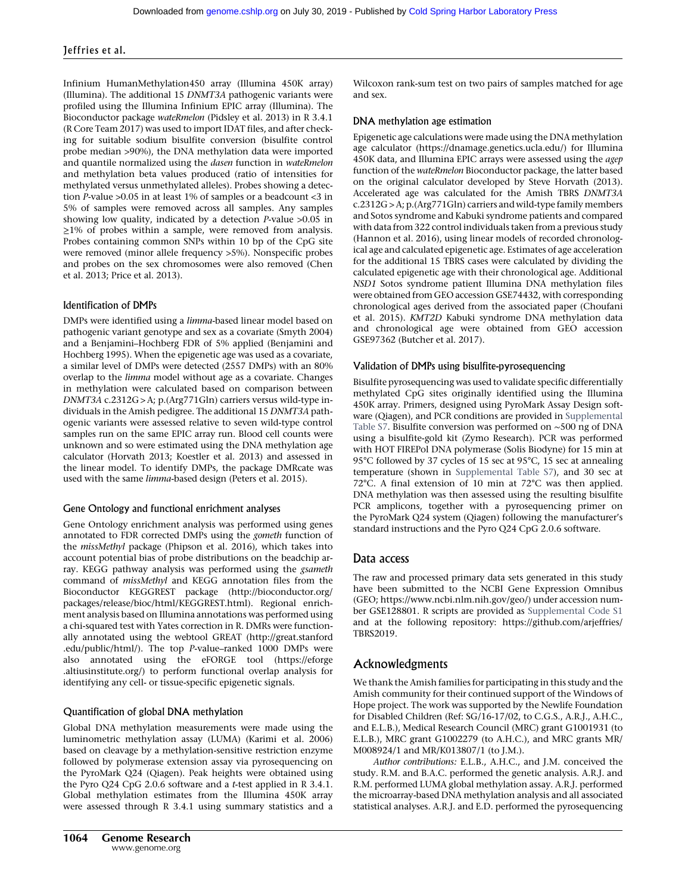Infinium HumanMethylation450 array (Illumina 450K array) (Illumina). The additional 15 *DNMT3A* pathogenic variants were profiled using the Illumina Infinium EPIC array (Illumina). The Bioconductor package *wateRmelon* (Pidsley et al. 2013) in R 3.4.1 (R Core Team 2017) was used to import IDAT files, and after checking for suitable sodium bisulfite conversion (bisulfite control probe median >90%), the DNA methylation data were imported and quantile normalized using the *dasen* function in *wateRmelon* and methylation beta values produced (ratio of intensities for methylated versus unmethylated alleles). Probes showing a detection *P*-value >0.05 in at least 1% of samples or a beadcount <3 in 5% of samples were removed across all samples. Any samples showing low quality, indicated by a detection *P*-value >0.05 in ≥1% of probes within a sample, were removed from analysis. Probes containing common SNPs within 10 bp of the CpG site were removed (minor allele frequency >5%). Nonspecific probes and probes on the sex chromosomes were also removed (Chen et al. 2013; Price et al. 2013).

### Identification of DMPs

DMPs were identified using a *limma*-based linear model based on pathogenic variant genotype and sex as a covariate (Smyth 2004) and a Benjamini–Hochberg FDR of 5% applied (Benjamini and Hochberg 1995). When the epigenetic age was used as a covariate, a similar level of DMPs were detected (2557 DMPs) with an 80% overlap to the *limma* model without age as a covariate. Changes in methylation were calculated based on comparison between *DNMT3A* c.2312G > A; p.(Arg771Gln) carriers versus wild-type individuals in the Amish pedigree. The additional 15 *DNMT3A* pathogenic variants were assessed relative to seven wild-type control samples run on the same EPIC array run. Blood cell counts were unknown and so were estimated using the DNA methylation age calculator (Horvath 2013; Koestler et al. 2013) and assessed in the linear model. To identify DMPs, the package DMRcate was used with the same *limma*-based design (Peters et al. 2015).

### Gene Ontology and functional enrichment analyses

Gene Ontology enrichment analysis was performed using genes annotated to FDR corrected DMPs using the *gometh* function of the *missMethyl* package (Phipson et al. 2016), which takes into account potential bias of probe distributions on the beadchip array. KEGG pathway analysis was performed using the *gsameth* command of *missMethyl* and KEGG annotation files from the Bioconductor KEGGREST package (http://bioconductor.org/packages/release/bioc/html/KEGGREST.html). Regional enrichment analysis based on Illumina annotations was performed using a chi-squared test with Yates correction in R. DMRs were functionally annotated using the webtool GREAT (http://great.stanford.edu/public/html/). The top *P*-value–ranked 1000 DMPs were also annotated using the eFORGE tool (https://eforge.altiusinstitute.org/) to perform functional overlap analysis for identifying any cell- or tissue-specific epigenetic signals.

### Quantification of global DNA methylation

Global DNA methylation measurements were made using the luminometric methylation assay (LUMA) (Karimi et al. 2006) based on cleavage by a methylation-sensitive restriction enzyme followed by polymerase extension assay via pyrosequencing on the PyroMark Q24 (Qiagen). Peak heights were obtained using the Pyro Q24 CpG 2.0.6 software and a *t*-test applied in R 3.4.1. Global methylation estimates from the Illumina 450K array were assessed through R 3.4.1 using summary statistics and a Wilcoxon rank-sum test on two pairs of samples matched for age and sex.

### DNA methylation age estimation

Epigenetic age calculations were made using the DNA methylation age calculator (https://dnamage.genetics.ucla.edu/) for Illumina 450K data, and Illumina EPIC arrays were assessed using the *agep* function of the *wateRmelon* Bioconductor package, the latter based on the original calculator developed by Steve Horvath (2013). Accelerated age was calculated for the Amish TBRS *DNMT3A* c.2312G > A; p.(Arg771Gln) carriers and wild-type family members and Sotos syndrome and Kabuki syndrome patients and compared with data from 322 control individuals taken from a previous study (Hannon et al. 2016), using linear models of recorded chronological age and calculated epigenetic age. Estimates of age acceleration for the additional 15 TBRS cases were calculated by dividing the calculated epigenetic age with their chronological age. Additional *NSD1* Sotos syndrome patient Illumina DNA methylation files were obtained from GEO accession GSE74432, with corresponding chronological ages derived from the associated paper (Choufani et al. 2015). *KMT2D* Kabuki syndrome DNA methylation data and chronological age were obtained from GEO accession GSE97362 (Butcher et al. 2017).

### Validation of DMPs using bisulfite-pyrosequencing

Bisulfite pyrosequencing was used to validate specific differentially methylated CpG sites originally identified using the Illumina 450K array. Primers, designed using PyroMark Assay Design software (Qiagen), and PCR conditions are provided in Supplemental Table S7. Bisulfite conversion was performed on ∼500 ng of DNA using a bisulfite-gold kit (Zymo Research). PCR was performed with HOT FIREPol DNA polymerase (Solis Biodyne) for 15 min at 95°C followed by 37 cycles of 15 sec at 95°C, 15 sec at annealing temperature (shown in Supplemental Table S7), and 30 sec at 72°C. A final extension of 10 min at 72°C was then applied. DNA methylation was then assessed using the resulting bisulfite PCR amplicons, together with a pyrosequencing primer on the PyroMark Q24 system (Qiagen) following the manufacturer's standard instructions and the Pyro Q24 CpG 2.0.6 software.

## Data access

The raw and processed primary data sets generated in this study have been submitted to the NCBI Gene Expression Omnibus (GEO; https://www.ncbi.nlm.nih.gov/geo/) under accession number GSE128801. R scripts are provided as Supplemental Code S1 and at the following repository: https://github.com/arjeffries/TBRS2019.

## Acknowledgments

We thank the Amish families for participating in this study and the Amish community for their continued support of the Windows of Hope project. The work was supported by the Newlife Foundation for Disabled Children (Ref: SG/16-17/02, to C.G.S., A.R.J., A.H.C., and E.L.B.), Medical Research Council (MRC) grant G1001931 (to E.L.B.), MRC grant G1002279 (to A.H.C.), and MRC grants MR/M008924/1 and MR/K013807/1 (to J.M.).

*Author contributions:* E.L.B., A.H.C., and J.M. conceived the study. R.M. and B.A.C. performed the genetic analysis. A.R.J. and R.M. performed LUMA global methylation assay. A.R.J. performed the microarray-based DNA methylation analysis and all associated statistical analyses. A.R.J. and E.D. performed the pyrosequencing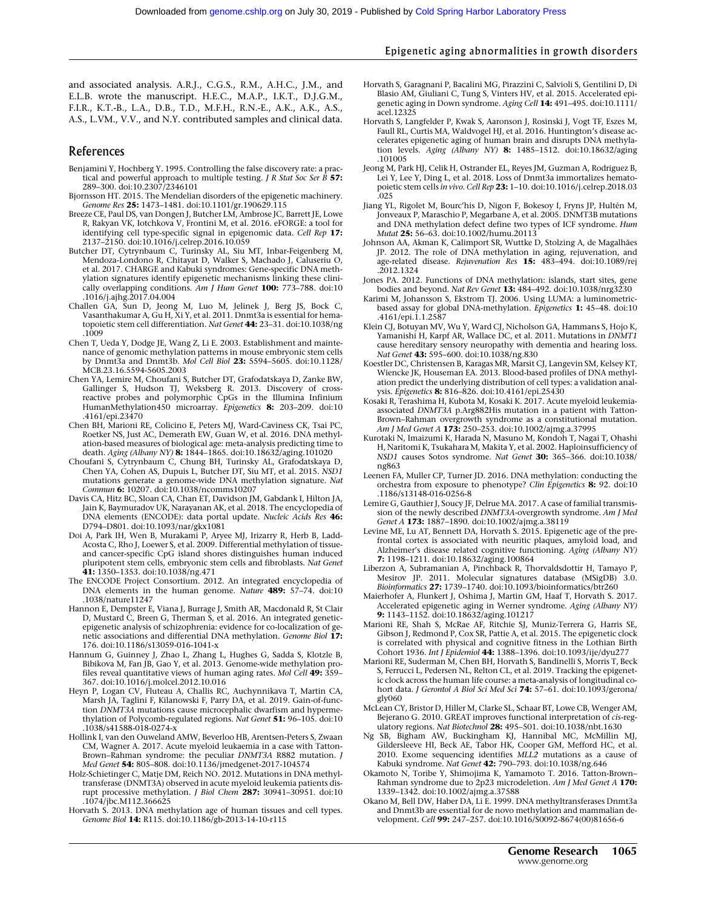and associated analysis. A.R.J., C.G.S., R.M., A.H.C., J.M., and E.L.B. wrote the manuscript. H.E.C., M.A.P., I.K.T., D.J.G.M., F.I.R., K.T.-B., L.A., D.B., T.D., M.F.H., R.N.-E., A.K., A.K., A.S., A.S., L.VM., V.V., and N.Y. contributed samples and clinical data.

## References

Benjamini Y, Hochberg Y. 1995. Controlling the false discovery rate: a practical and powerful approach to multiple testing. *J R Stat Soc Ser B* **57:** 289–300. doi:10.2307/2346101

Bjornsson HT. 2015. The Mendelian disorders of the epigenetic machinery. *Genome Res* **25:** 1473–1481. doi:10.1101/gr.190629.115

Breeze CE, Paul DS, van Dongen J, Butcher LM, Ambrose JC, Barrett JE, Lowe R, Rakyan VK, Iotchkova V, Frontini M, et al. 2016. eFORGE: a tool for identifying cell type-specific signal in epigenomic data. *Cell Rep* **17:** 2137–2150. doi:10.1016/j.celrep.2016.10.059

Butcher DT, Cytrynbaum C, Turinsky AL, Siu MT, Inbar-Feigenberg M, Mendoza-Londono R, Chitayat D, Walker S, Machado J, Caluseriu O, et al. 2017. CHARGE and Kabuki syndromes: Gene-specific DNA methylation signatures identify epigenetic mechanisms linking these clinically overlapping conditions. *Am J Hum Genet* **100:** 773–788. doi:10.1016/j.ajhg.2017.04.004

Challen GA, Sun D, Jeong M, Luo M, Jelinek J, Berg JS, Bock C, Vasanthakumar A, Gu H, Xi Y, et al. 2011. Dnmt3a is essential for hematopoietic stem cell differentiation. *Nat Genet* **44:** 23–31. doi:10.1038/ng.1009

Chen T, Ueda Y, Dodge JE, Wang Z, Li E. 2003. Establishment and maintenance of genomic methylation patterns in mouse embryonic stem cells by Dnmt3a and Dnmt3b. *Mol Cell Biol* **23:** 5594–5605. doi:10.1128/MCB.23.16.5594-5605.2003

Chen YA, Lemire M, Choufani S, Butcher DT, Grafodatskaya D, Zanke BW, Gallinger S, Hudson TJ, Weksberg R. 2013. Discovery of cross-reactive probes and polymorphic CpGs in the Illumina Infinium HumanMethylation450 microarray. *Epigenetics* **8:** 203–209. doi:10.4161/epi.23470

Chen BH, Marioni RE, Colicino E, Peters MJ, Ward-Caviness CK, Tsai PC, Roetker NS, Just AC, Demerath EW, Guan W, et al. 2016. DNA methylation-based measures of biological age: meta-analysis predicting time to death. *Aging (Albany NY)* **8:** 1844–1865. doi:10.18632/aging.101020

Choufani S, Cytrynbaum C, Chung BH, Turinsky AL, Grafodatskaya D, Chen YA, Cohen AS, Dupuis L, Butcher DT, Siu MT, et al. 2015. *NSD1* mutations generate a genome-wide DNA methylation signature. *Nat Commun* **6:** 10207. doi:10.1038/ncomms10207

Davis CA, Hitz BC, Sloan CA, Chan ET, Davidson JM, Gabdank I, Hilton JA, Jain K, Baymuradov UK, Narayanan AK, et al. 2018. The encyclopedia of DNA elements (ENCODE): data portal update. *Nucleic Acids Res* **46:** D794–D801. doi:10.1093/nar/gkx1081

Doi A, Park IH, Wen B, Murakami P, Aryee MJ, Irizarry R, Herb B, Ladd-Acosta C, Rho J, Loewer S, et al. 2009. Differential methylation of tissue- and cancer-specific CpG island shores distinguishes human induced pluripotent stem cells, embryonic stem cells and fibroblasts. *Nat Genet* **41:** 1350–1353. doi:10.1038/ng.471

The ENCODE Project Consortium. 2012. An integrated encyclopedia of DNA elements in the human genome. *Nature* **489:** 57–74. doi:10.1038/nature11247

Hannon E, Dempster E, Viana J, Burrage J, Smith AR, Macdonald R, St Clair D, Mustard C, Breen G, Therman S, et al. 2016. An integrated genetic-epigenetic analysis of schizophrenia: evidence for co-localization of genetic associations and differential DNA methylation. *Genome Biol* **17:** 176. doi:10.1186/s13059-016-1041-x

Hannum G, Guinney J, Zhao L, Zhang L, Hughes G, Sadda S, Klotzle B, Bibikova M, Fan JB, Gao Y, et al. 2013. Genome-wide methylation profiles reveal quantitative views of human aging rates. *Mol Cell* **49:** 359–367. doi:10.1016/j.molcel.2012.10.016

Heyn P, Logan CV, Fluteau A, Challis RC, Auchynnikava T, Martin CA, Marsh JA, Taglini F, Kilanowski F, Parry DA, et al. 2019. Gain-of-function *DNMT3A* mutations cause microcephalic dwarfism and hypermethylation of Polycomb-regulated regions. *Nat Genet* **51:** 96–105. doi:10.1038/s41588-018-0274-x

Hollink I, van den Ouweland AMW, Beverloo HB, Arentsen-Peters S, Zwaan CM, Wagner A. 2017. Acute myeloid leukaemia in a case with Tatton-Brown–Rahman syndrome: the peculiar *DNMT3A* R882 mutation. *J Med Genet* **54:** 805–808. doi:10.1136/jmedgenet-2017-104574

Holz-Schietinger C, Matje DM, Reich NO. 2012. Mutations in DNA methyltransferase (DNMT3A) observed in acute myeloid leukemia patients disrupt processive methylation. *J Biol Chem* **287:** 30941–30951. doi:10.1074/jbc.M112.366625

Horvath S. 2013. DNA methylation age of human tissues and cell types. *Genome Biol* **14:** R115. doi:10.1186/gb-2013-14-10-r115

Horvath S, Garagnani P, Bacalini MG, Pirazzini C, Salvioli S, Gentilini D, Di Blasio AM, Giuliani C, Tung S, Vinters HV, et al. 2015. Accelerated epigenetic aging in Down syndrome. *Aging Cell* **14:** 491–495. doi:10.1111/acel.12325

Horvath S, Langfelder P, Kwak S, Aaronson J, Rosinski J, Vogt TF, Eszes M, Faull RL, Curtis MA, Waldvogel HJ, et al. 2016. Huntington's disease accelerates epigenetic aging of human brain and disrupts DNA methylation levels. *Aging (Albany NY)* **8:** 1485–1512. doi:10.18632/aging.101005

Jeong M, Park HJ, Celik H, Ostrander EL, Reyes JM, Guzman A, Rodriguez B, Lei Y, Lee Y, Ding L, et al. 2018. Loss of Dnmt3a immortalizes hematopoietic stem cells *in vivo*. *Cell Rep* **23:** 1–10. doi:10.1016/j.celrep.2018.03.025

Jiang YL, Rigolet M, Bourc'his D, Nigon F, Bokesoy I, Fryns JP, Hultén M, Jonveaux P, Maraschio P, Megarbane A, et al. 2005. DNMT3B mutations and DNA methylation defect define two types of ICF syndrome. *Hum Mutat* **25:** 56–63. doi:10.1002/humu.20113

Johnson AA, Akman K, Calimport SR, Wuttke D, Stolzing A, de Magalhães JP. 2012. The role of DNA methylation in aging, rejuvenation, and age-related disease. *Rejuvenation Res* **15:** 483–494. doi:10.1089/rej.2012.1324

Jones PA. 2012. Functions of DNA methylation: islands, start sites, gene bodies and beyond. *Nat Rev Genet* **13:** 484–492. doi:10.1038/nrg3230

Karimi M, Johansson S, Ekstrom TJ. 2006. Using LUMA: a luminometric-based assay for global DNA-methylation. *Epigenetics* **1:** 45–48. doi:10.4161/epi.1.1.2587

Klein CJ, Botuyan MV, Wu Y, Ward CJ, Nicholson GA, Hammans S, Hojo K, Yamanishi H, Karpf AR, Wallace DC, et al. 2011. Mutations in *DNMT1* cause hereditary sensory neuropathy with dementia and hearing loss. *Nat Genet* **43:** 595–600. doi:10.1038/ng.830

Koestler DC, Christensen B, Karagas MR, Marsit CJ, Langevin SM, Kelsey KT, Wiencke JK, Houseman EA. 2013. Blood-based profiles of DNA methylation predict the underlying distribution of cell types: a validation analysis. *Epigenetics* **8:** 816–826. doi:10.4161/epi.25430

Kosaki R, Terashima H, Kubota M, Kosaki K. 2017. Acute myeloid leukemia-associated *DNMT3A* p.Arg882His mutation in a patient with Tatton-Brown–Rahman overgrowth syndrome as a constitutional mutation. *Am J Med Genet A* **173:** 250–253. doi:10.1002/ajmg.a.37995

Kurotaki N, Imaizumi K, Harada N, Masuno M, Kondoh T, Nagai T, Ohashi H, Naritomi K, Tsukahara M, Makita Y, et al. 2002. Haploinsufficiency of *NSD1* causes Sotos syndrome. *Nat Genet* **30:** 365–366. doi:10.1038/ng863

Leenen FA, Muller CP, Turner JD. 2016. DNA methylation: conducting the orchestra from exposure to phenotype? *Clin Epigenetics* **8:** 92. doi:10.1186/s13148-016-0256-8

Lemire G, Gauthier J, Soucy JF, Delrue MA. 2017. A case of familial transmission of the newly described *DNMT3A*-overgrowth syndrome. *Am J Med Genet A* **173:** 1887–1890. doi:10.1002/ajmg.a.38119

Levine ME, Lu AT, Bennett DA, Horvath S. 2015. Epigenetic age of the prefrontal cortex is associated with neuritic plaques, amyloid load, and Alzheimer's disease related cognitive functioning. *Aging (Albany NY)* **7:** 1198–1211. doi:10.18632/aging.100864

Liberzon A, Subramanian A, Pinchback R, Thorvaldsdottir H, Tamayo P, Mesirov JP. 2011. Molecular signatures database (MSigDB) 3.0. *Bioinformatics* **27:** 1739–1740. doi:10.1093/bioinformatics/btr260

Maierhofer A, Flunkert J, Oshima J, Martin GM, Haaf T, Horvath S. 2017. Accelerated epigenetic aging in Werner syndrome. *Aging (Albany NY)* **9:** 1143–1152. doi:10.18632/aging.101217

Marioni RE, Shah S, McRae AF, Ritchie SJ, Muniz-Terrera G, Harris SE, Gibson J, Redmond P, Cox SR, Pattie A, et al. 2015. The epigenetic clock is correlated with physical and cognitive fitness in the Lothian Birth Cohort 1936. *Int J Epidemiol* **44:** 1388–1396. doi:10.1093/ije/dyu277

Marioni RE, Suderman M, Chen BH, Horvath S, Bandinelli S, Morris T, Beck S, Ferrucci L, Pedersen NL, Relton CL, et al. 2019. Tracking the epigenetic clock across the human life course: a meta-analysis of longitudinal cohort data. *J Gerontol A Biol Sci Med Sci* **74:** 57–61. doi:10.1093/gerona/gly060

McLean CY, Bristor D, Hiller M, Clarke SL, Schaar BT, Lowe CB, Wenger AM, Bejerano G. 2010. GREAT improves functional interpretation of *cis*-regulatory regions. *Nat Biotechnol* **28:** 495–501. doi:10.1038/nbt.1630

Ng SB, Bigham AW, Buckingham KJ, Hannibal MC, McMillin MJ, Gildersleeve HI, Beck AE, Tabor HK, Cooper GM, Mefford HC, et al. 2010. Exome sequencing identifies *MLL2* mutations as a cause of Kabuki syndrome. *Nat Genet* **42:** 790–793. doi:10.1038/ng.646

Okamoto N, Toribe Y, Shimojima K, Yamamoto T. 2016. Tatton-Brown–Rahman syndrome due to 2p23 microdeletion. *Am J Med Genet A* **170:** 1339–1342. doi:10.1002/ajmg.a.37588

Okano M, Bell DW, Haber DA, Li E. 1999. DNA methyltransferases Dnmt3a and Dnmt3b are essential for de novo methylation and mammalian development. *Cell* **99:** 247–257. doi:10.1016/S0092-8674(00)81656-6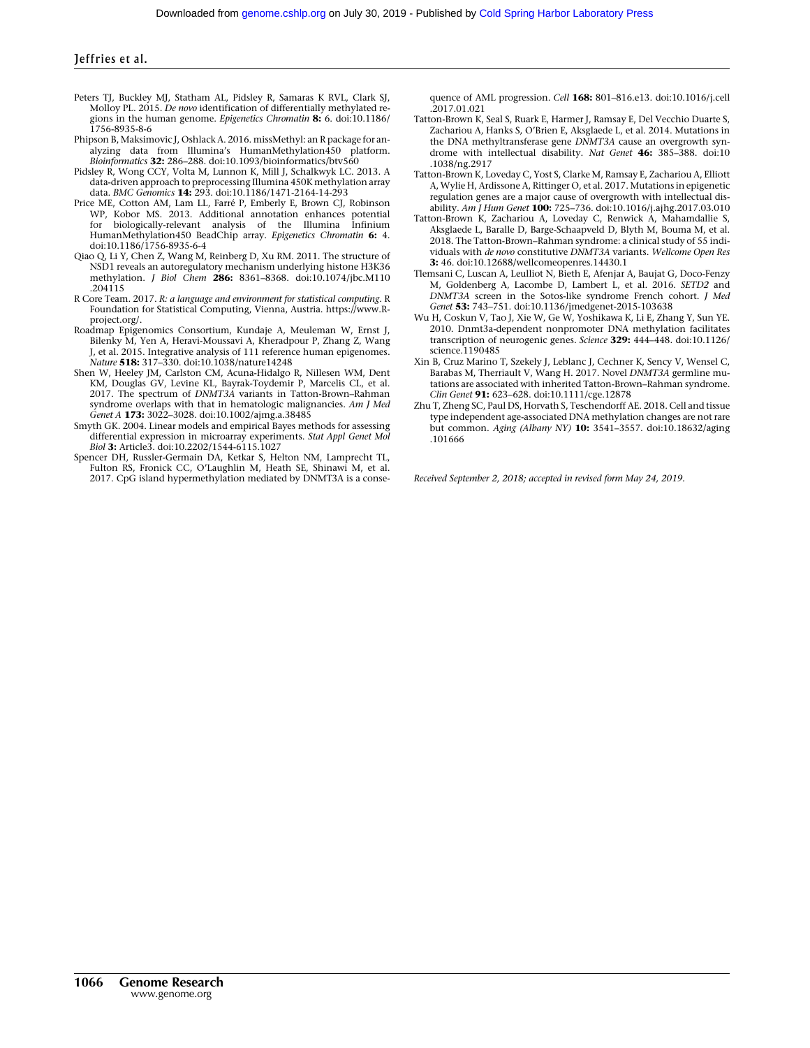Peters TJ, Buckley MJ, Statham AL, Pidsley R, Samaras K RVL, Clark SJ, Molloy PL. 2015. *De novo* identification of differentially methylated regions in the human genome. *Epigenetics Chromatin* **8:** 6. doi:10.1186/1756-8935-8-6

Phipson B, Maksimovic J, Oshlack A. 2016. missMethyl: an R package for analyzing data from Illumina's HumanMethylation450 platform. *Bioinformatics* **32:** 286–288. doi:10.1093/bioinformatics/btv560

Pidsley R, Wong CCY, Volta M, Lunnon K, Mill J, Schalkwyk LC. 2013. A data-driven approach to preprocessing Illumina 450K methylation array data. *BMC Genomics* **14:** 293. doi:10.1186/1471-2164-14-293

Price ME, Cotton AM, Lam LL, Farré P, Emberly E, Brown CJ, Robinson WP, Kobor MS. 2013. Additional annotation enhances potential for biologically-relevant analysis of the Illumina Infinium HumanMethylation450 BeadChip array. *Epigenetics Chromatin* **6:** 4. doi:10.1186/1756-8935-6-4

Qiao Q, Li Y, Chen Z, Wang M, Reinberg D, Xu RM. 2011. The structure of NSD1 reveals an autoregulatory mechanism underlying histone H3K36 methylation. *J Biol Chem* **286:** 8361–8368. doi:10.1074/jbc.M110.204115

R Core Team. 2017. *R: a language and environment for statistical computing*. R Foundation for Statistical Computing, Vienna, Austria. https://www.R-project.org/.

Roadmap Epigenomics Consortium, Kundaje A, Meuleman W, Ernst J, Bilenky M, Yen A, Heravi-Moussavi A, Kheradpour P, Zhang Z, Wang J, et al. 2015. Integrative analysis of 111 reference human epigenomes. *Nature* **518:** 317–330. doi:10.1038/nature14248

Shen W, Heeley JM, Carlston CM, Acuna-Hidalgo R, Nillesen WM, Dent KM, Douglas GV, Levine KL, Bayrak-Toydemir P, Marcelis CL, et al. 2017. The spectrum of *DNMT3A* variants in Tatton-Brown–Rahman syndrome overlaps with that in hematologic malignancies. *Am J Med Genet A* **173:** 3022–3028. doi:10.1002/ajmg.a.38485

Smyth GK. 2004. Linear models and empirical Bayes methods for assessing differential expression in microarray experiments. *Stat Appl Genet Mol Biol* **3:** Article3. doi:10.2202/1544-6115.1027

Spencer DH, Russler-Germain DA, Ketkar S, Helton NM, Lamprecht TL, Fulton RS, Fronick CC, O'Laughlin M, Heath SE, Shinawi M, et al. 2017. CpG island hypermethylation mediated by DNMT3A is a consequence of AML progression. *Cell* **168:** 801–816.e13. doi:10.1016/j.cell.2017.01.021

Tatton-Brown K, Seal S, Ruark E, Harmer J, Ramsay E, Del Vecchio Duarte S, Zachariou A, Hanks S, O'Brien E, Aksglaede L, et al. 2014. Mutations in the DNA methyltransferase gene *DNMT3A* cause an overgrowth syndrome with intellectual disability. *Nat Genet* **46:** 385–388. doi:10.1038/ng.2917

Tatton-Brown K, Loveday C, Yost S, Clarke M, Ramsay E, Zachariou A, Elliott A, Wylie H, Ardissone A, Rittinger O, et al. 2017. Mutations in epigenetic regulation genes are a major cause of overgrowth with intellectual disability. *Am J Hum Genet* **100:** 725–736. doi:10.1016/j.ajhg.2017.03.010

Tatton-Brown K, Zachariou A, Loveday C, Renwick A, Mahamdallie S, Aksglaede L, Baralle D, Barge-Schaapveld D, Blyth M, Bouma M, et al. 2018. The Tatton-Brown–Rahman syndrome: a clinical study of 55 individuals with *de novo* constitutive *DNMT3A* variants. *Wellcome Open Res* **3:** 46. doi:10.12688/wellcomeopenres.14430.1

Tlemsani C, Luscan A, Leulliot N, Bieth E, Afenjar A, Baujat G, Doco-Fenzy M, Goldenberg A, Lacombe D, Lambert L, et al. 2016. *SETD2* and *DNMT3A* screen in the Sotos-like syndrome French cohort. *J Med Genet* **53:** 743–751. doi:10.1136/jmedgenet-2015-103638

Wu H, Coskun V, Tao J, Xie W, Ge W, Yoshikawa K, Li E, Zhang Y, Sun YE. 2010. Dnmt3a-dependent nonpromoter DNA methylation facilitates transcription of neurogenic genes. *Science* **329:** 444–448. doi:10.1126/science.1190485

Xin B, Cruz Marino T, Szekely J, Leblanc J, Cechner K, Sency V, Wensel C, Barabas M, Therriault V, Wang H. 2017. Novel *DNMT3A* germline mutations are associated with inherited Tatton-Brown–Rahman syndrome. *Clin Genet* **91:** 623–628. doi:10.1111/cge.12878

Zhu T, Zheng SC, Paul DS, Horvath S, Teschendorff AE. 2018. Cell and tissue type independent age-associated DNA methylation changes are not rare but common. *Aging (Albany NY)* **10:** 3541–3557. doi:10.18632/aging.101666

*Received September 2, 2018; accepted in revised form May 24, 2019.*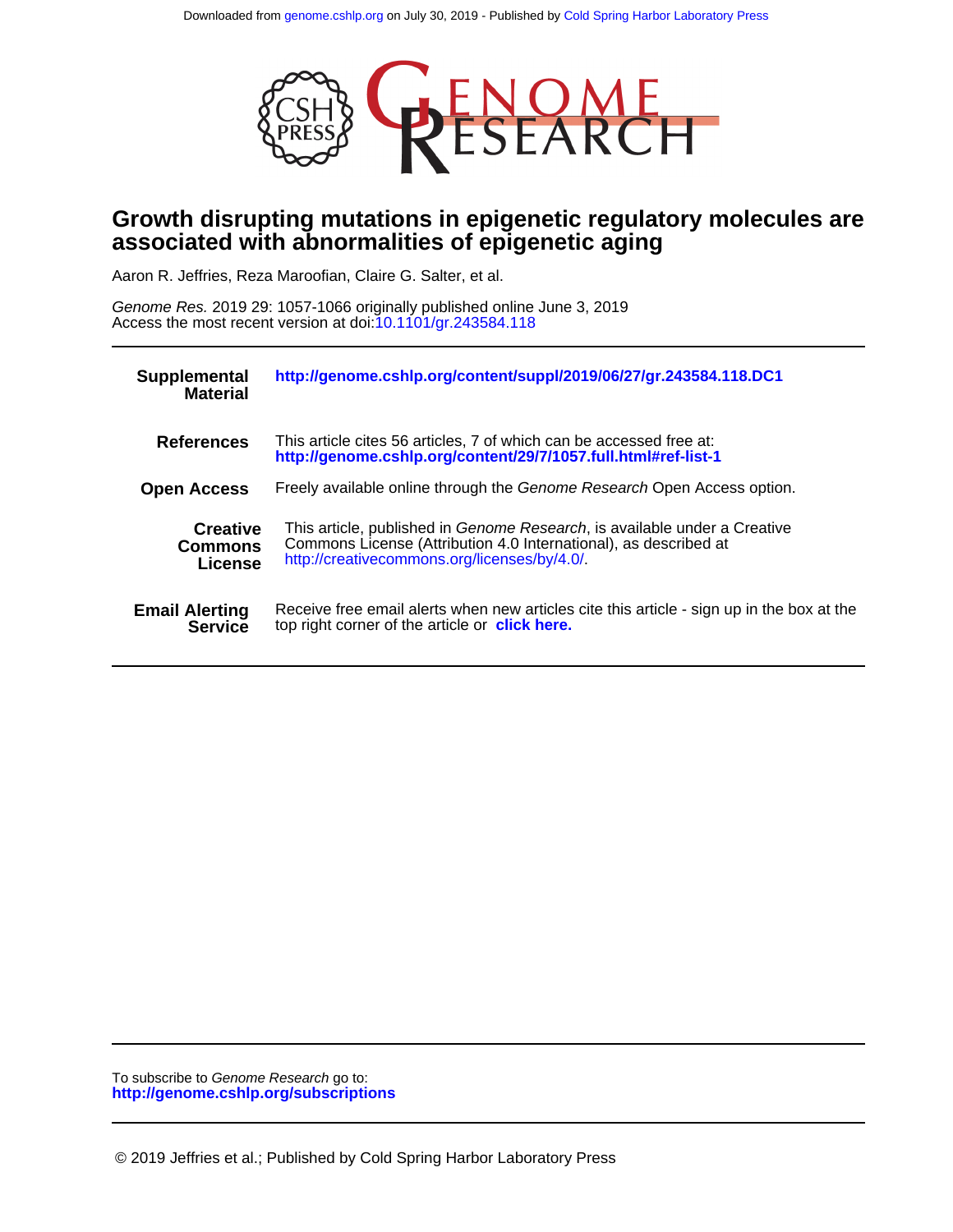Downloaded from genome.cshlp.org on July 30, 2019 - Published by Cold Spring Harbor Laboratory Press

# Growth disrupting mutations in epigenetic regulatory molecules are associated with abnormalities of epigenetic aging

Aaron R. Jeffries, Reza Maroofian, Claire G. Salter, et al.

*Genome Res.* 2019 29: 1057-1066 originally published online June 3, 2019
Access the most recent version at doi:10.1101/gr.243584.118

| | |
|---|---|
| **Supplemental Material** | **http://genome.cshlp.org/content/suppl/2019/06/27/gr.243584.118.DC1** |
| **References** | This article cites 56 articles, 7 of which can be accessed free at: **http://genome.cshlp.org/content/29/7/1057.full.html#ref-list-1** |
| **Open Access** | Freely available online through the *Genome Research* Open Access option. |
| **Creative Commons License** | This article, published in *Genome Research*, is available under a Creative Commons License (Attribution 4.0 International), as described at http://creativecommons.org/licenses/by/4.0/. |
| **Email Alerting Service** | Receive free email alerts when new articles cite this article - sign up in the box at the top right corner of the article or **click here.** |

To subscribe to *Genome Research* go to:
**http://genome.cshlp.org/subscriptions**

© 2019 Jeffries et al.; Published by Cold Spring Harbor Laboratory Press